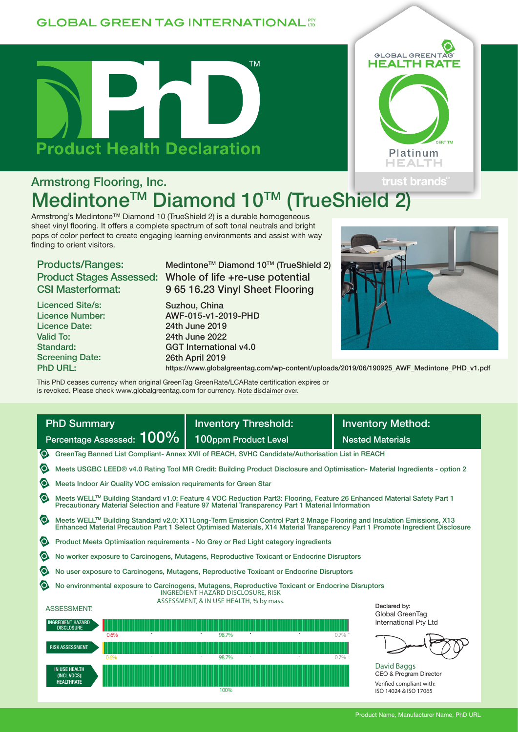GLOBAL GREEN TAG INTERNATIONAL PTY LTD

# PhD™ Product Health Declaration

GLOBAL GREENTAG HEALTH RATE — CERT TM — Platinum HEALTH — trust brands™

## Armstrong Flooring, Inc.

# Medintone™ Diamond 10™ (TrueShield 2)

Armstrong's Medintone™ Diamond 10 (TrueShield 2) is a durable homogeneous sheet vinyl flooring. It offers a complete spectrum of soft tonal neutrals and bright pops of color perfect to create engaging learning environments and assist with way finding to orient visitors.

| | |
|---|---|
| Products/Ranges: | Medintone™ Diamond 10™ (TrueShield 2) |
| Product Stages Assessed: | Whole of life +re-use potential |
| CSI Masterformat: | 9 65 16.23 Vinyl Sheet Flooring |
| Licenced Site/s: | Suzhou, China |
| Licence Number: | AWF-015-v1-2019-PHD |
| Licence Date: | 24th June 2019 |
| Valid To: | 24th June 2022 |
| Standard: | GGT International v4.0 |
| Screening Date: | 26th April 2019 |
| PhD URL: | https://www.globalgreentag.com/wp-content/uploads/2019/06/190925_AWF_Medintone_PHD_v1.pdf |

This PhD ceases currency when original GreenTag GreenRate/LCARate certification expires or is revoked. Please check www.globalgreentag.com for currency. Note disclaimer over.

| PhD Summary | Inventory Threshold: | Inventory Method: |
|---|---|---|
| Percentage Assessed: 100% | 100ppm Product Level | Nested Materials |

- GreenTag Banned List Compliant- Annex XVII of REACH, SVHC Candidate/Authorisation List in REACH
- Meets USGBC LEED® v4.0 Rating Tool MR Credit: Building Product Disclosure and Optimisation- Material Ingredients - option 2
- Meets Indoor Air Quality VOC emission requirements for Green Star
- Meets WELL™ Building Standard v1.0: Feature 4 VOC Reduction Part3: Flooring, Feature 26 Enhanced Material Safety Part 1 Precautionary Material Selection and Feature 97 Material Transparency Part 1 Material Information
- Meets WELL™ Building Standard v2.0: X11Long-Term Emission Control Part 2 Mnage Flooring and Insulation Emissions, X13 Enhanced Material Precaution Part 1 Select Optimised Materials, X14 Material Transparency Part 1 Promote Ingredient Disclosure
- Product Meets Optimisation requirements - No Grey or Red Light category ingredients
- No worker exposure to Carcinogens, Mutagens, Reproductive Toxicant or Endocrine Disruptors
- No user exposure to Carcinogens, Mutagens, Reproductive Toxicant or Endocrine Disruptors
- No environmental exposure to Carcinogens, Mutagens, Reproductive Toxicant or Endocrine Disruptors

ASSESSMENT:

INGREDIENT HAZARD DISCLOSURE, RISK ASSESSMENT, & IN USE HEALTH, % by mass.

| Assessment | | | |
|---|---|---|---|
| INGREDIENT HAZARD DISCLOSURE | 0.6% | 98.7% | 0.7% |
| RISK ASSESSMENT | 0.6% | 98.7% | 0.7% |
| IN USE HEALTH (INCL VOCS): HEALTHRATE | | 100% | |

Declared by:
Global GreenTag International Pty Ltd

David Baggs
CEO & Program Director

Verified compliant with:
ISO 14024 & ISO 17065

Product Name, Manufacturer Name, PhD URL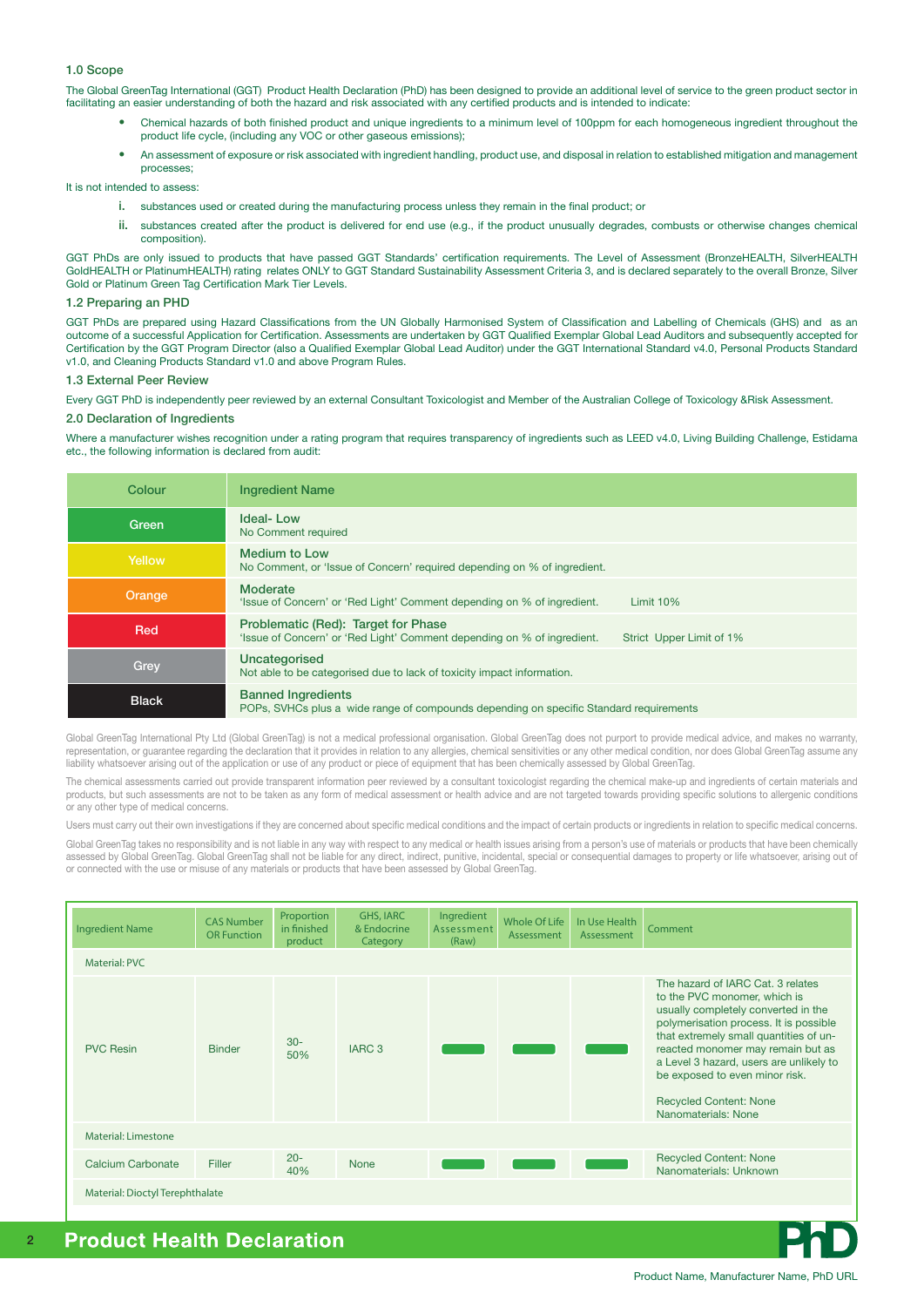### 1.0 Scope

The Global GreenTag International (GGT) Product Health Declaration (PhD) has been designed to provide an additional level of service to the green product sector in facilitating an easier understanding of both the hazard and risk associated with any certified products and is intended to indicate:

- Chemical hazards of both finished product and unique ingredients to a minimum level of 100ppm for each homogeneous ingredient throughout the product life cycle, (including any VOC or other gaseous emissions);
- An assessment of exposure or risk associated with ingredient handling, product use, and disposal in relation to established mitigation and management processes;

It is not intended to assess:

i. substances used or created during the manufacturing process unless they remain in the final product; or

ii. substances created after the product is delivered for end use (e.g., if the product unusually degrades, combusts or otherwise changes chemical composition).

GGT PhDs are only issued to products that have passed GGT Standards' certification requirements. The Level of Assessment (BronzeHEALTH, SilverHEALTH GoldHEALTH or PlatinumHEALTH) rating relates ONLY to GGT Standard Sustainability Assessment Criteria 3, and is declared separately to the overall Bronze, Silver Gold or Platinum Green Tag Certification Mark Tier Levels.

### 1.2 Preparing an PHD

GGT PhDs are prepared using Hazard Classifications from the UN Globally Harmonised System of Classification and Labelling of Chemicals (GHS) and as an outcome of a successful Application for Certification. Assessments are undertaken by GGT Qualified Exemplar Global Lead Auditors and subsequently accepted for Certification by the GGT Program Director (also a Qualified Exemplar Global Lead Auditor) under the GGT International Standard v4.0, Personal Products Standard v1.0, and Cleaning Products Standard v1.0 and above Program Rules.

### 1.3 External Peer Review

Every GGT PhD is independently peer reviewed by an external Consultant Toxicologist and Member of the Australian College of Toxicology &Risk Assessment.

### 2.0 Declaration of Ingredients

Where a manufacturer wishes recognition under a rating program that requires transparency of ingredients such as LEED v4.0, Living Building Challenge, Estidama etc., the following information is declared from audit:

| Colour | Ingredient Name |
|---|---|
| Green | **Ideal- Low**<br>No Comment required |
| Yellow | **Medium to Low**<br>No Comment, or 'Issue of Concern' required depending on % of ingredient. |
| Orange | **Moderate**<br>'Issue of Concern' or 'Red Light' Comment depending on % of ingredient. Limit 10% |
| Red | **Problematic (Red): Target for Phase**<br>'Issue of Concern' or 'Red Light' Comment depending on % of ingredient. Strict Upper Limit of 1% |
| Grey | **Uncategorised**<br>Not able to be categorised due to lack of toxicity impact information. |
| Black | **Banned Ingredients**<br>POPs, SVHCs plus a wide range of compounds depending on specific Standard requirements |

Global GreenTag International Pty Ltd (Global GreenTag) is not a medical professional organisation. Global GreenTag does not purport to provide medical advice, and makes no warranty, representation, or guarantee regarding the declaration that it provides in relation to any allergies, chemical sensitivities or any other medical condition, nor does Global GreenTag assume any liability whatsoever arising out of the application or use of any product or piece of equipment that has been chemically assessed by Global GreenTag.

The chemical assessments carried out provide transparent information peer reviewed by a consultant toxicologist regarding the chemical make-up and ingredients of certain materials and products, but such assessments are not to be taken as any form of medical assessment or health advice and are not targeted towards providing specific solutions to allergenic conditions or any other type of medical concerns.

Users must carry out their own investigations if they are concerned about specific medical conditions and the impact of certain products or ingredients in relation to specific medical concerns.

Global GreenTag takes no responsibility and is not liable in any way with respect to any medical or health issues arising from a person's use of materials or products that have been chemically assessed by Global GreenTag. Global GreenTag shall not be liable for any direct, indirect, punitive, incidental, special or consequential damages to property or life whatsoever, arising out of or connected with the use or misuse of any materials or products that have been assessed by Global GreenTag.

| Ingredient Name | CAS Number OR Function | Proportion in finished product | GHS, IARC & Endocrine Category | Ingredient Assessment (Raw) | Whole Of Life Assessment | In Use Health Assessment | Comment |
|---|---|---|---|---|---|---|---|
| Material: PVC | | | | | | | |
| PVC Resin | Binder | 30-50% | IARC 3 | Green | Green | Green | The hazard of IARC Cat. 3 relates to the PVC monomer, which is usually completely converted in the polymerisation process. It is possible that extremely small quantities of un-reacted monomer may remain but as a Level 3 hazard, users are unlikely to be exposed to even minor risk.<br><br>Recycled Content: None<br>Nanomaterials: None |
| Material: Limestone | | | | | | | |
| Calcium Carbonate | Filler | 20-40% | None | Green | Green | Green | Recycled Content: None<br>Nanomaterials: Unknown |
| Material: Dioctyl Terephthalate | | | | | | | |

Product Name, Manufacturer Name, PhD URL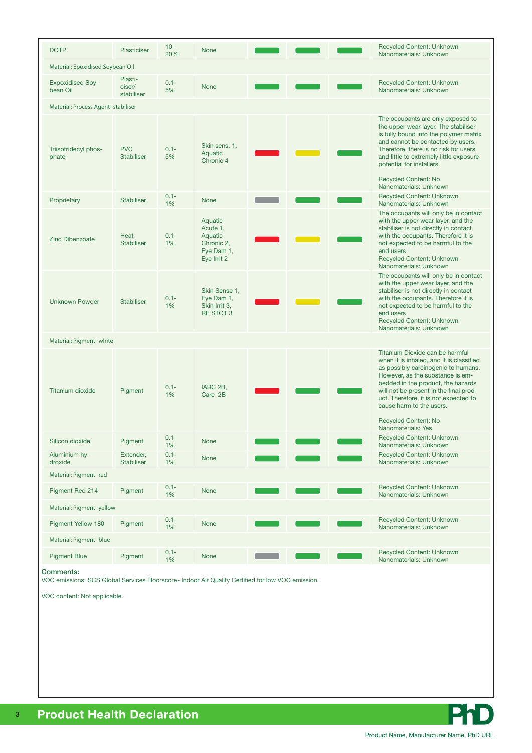| | | | | | | | |
|---|---|---|---|---|---|---|---|
| DOTP | Plasticiser | 10-20% | None | | | | Recycled Content: Unknown Nanomaterials: Unknown |
| Material: Epoxidised Soybean Oil | | | | | | | |
| Expoxidised Soybean Oil | Plasticiser/stabiliser | 0.1-5% | None | | | | Recycled Content: Unknown Nanomaterials: Unknown |
| Material: Process Agent- stabiliser | | | | | | | |
| Triisotridecyl phosphate | PVC Stabiliser | 0.1-5% | Skin sens. 1, Aquatic Chronic 4 | | | | The occupants are only exposed to the upper wear layer. The stabiliser is fully bound into the polymer matrix and cannot be contacted by users. Therefore, there is no risk for users and little to extremely little exposure potential for installers.<br><br>Recycled Content: No Nanomaterials: Unknown |
| Proprietary | Stabiliser | 0.1-1% | None | | | | Recycled Content: Unknown Nanomaterials: Unknown |
| Zinc Dibenzoate | Heat Stabiliser | 0.1-1% | Aquatic Acute 1, Aquatic Chronic 2, Eye Dam 1, Eye Irrit 2 | | | | The occupants will only be in contact with the upper wear layer, and the stabiliser is not directly in contact with the occupants. Therefore it is not expected to be harmful to the end users Recycled Content: Unknown Nanomaterials: Unknown |
| Unknown Powder | Stabiliser | 0.1-1% | Skin Sense 1, Eye Dam 1, Skin Irrit 3, RE STOT 3 | | | | The occupants will only be in contact with the upper wear layer, and the stabiliser is not directly in contact with the occupants. Therefore it is not expected to be harmful to the end users Recycled Content: Unknown Nanomaterials: Unknown |
| Material: Pigment- white | | | | | | | |
| Titanium dioxide | Pigment | 0.1-1% | IARC 2B, Carc 2B | | | | Titanium Dioxide can be harmful when it is inhaled, and it is classified as possibly carcinogenic to humans. However, as the substance is embedded in the product, the hazards will not be present in the final product. Therefore, it is not expected to cause harm to the users.<br><br>Recycled Content: No Nanomaterials: Yes |
| Silicon dioxide | Pigment | 0.1-1% | None | | | | Recycled Content: Unknown Nanomaterials: Unknown |
| Aluminium hydroxide | Extender, Stabiliser | 0.1-1% | None | | | | Recycled Content: Unknown Nanomaterials: Unknown |
| Material: Pigment- red | | | | | | | |
| Pigment Red 214 | Pigment | 0.1-1% | None | | | | Recycled Content: Unknown Nanomaterials: Unknown |
| Material: Pigment- yellow | | | | | | | |
| Pigment Yellow 180 | Pigment | 0.1-1% | None | | | | Recycled Content: Unknown Nanomaterials: Unknown |
| Material: Pigment- blue | | | | | | | |
| Pigment Blue | Pigment | 0.1-1% | None | | | | Recycled Content: Unknown Nanomaterials: Unknown |

**Comments:**

VOC emissions: SCS Global Services Floorscore- Indoor Air Quality Certified for low VOC emission.

VOC content: Not applicable.

**Product Health Declaration**

Product Name, Manufacturer Name, PhD URL